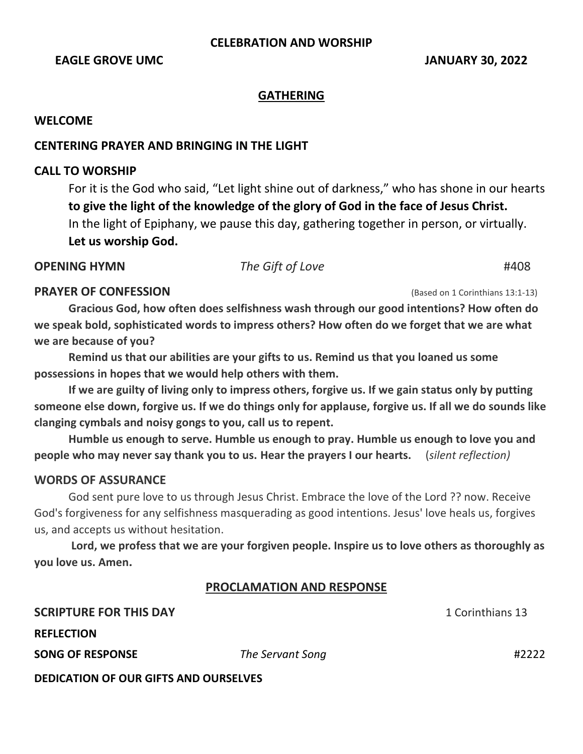# CELEBRATION AND WORSHIP

**EAGLE GROVE UMC** **JANUARY 30, 2022**

## GATHERING

**WELCOME**

**CENTERING PRAYER AND BRINGING IN THE LIGHT**

**CALL TO WORSHIP**

For it is the God who said, "Let light shine out of darkness," who has shone in our hearts **to give the light of the knowledge of the glory of God in the face of Jesus Christ.**
In the light of Epiphany, we pause this day, gathering together in person, or virtually.
**Let us worship God.**

**OPENING HYMN** *The Gift of Love* #408

**PRAYER OF CONFESSION** (Based on 1 Corinthians 13:1-13)

**Gracious God, how often does selfishness wash through our good intentions? How often do we speak bold, sophisticated words to impress others? How often do we forget that we are what we are because of you?**

**Remind us that our abilities are your gifts to us. Remind us that you loaned us some possessions in hopes that we would help others with them.**

**If we are guilty of living only to impress others, forgive us. If we gain status only by putting someone else down, forgive us. If we do things only for applause, forgive us. If all we do sounds like clanging cymbals and noisy gongs to you, call us to repent.**

**Humble us enough to serve. Humble us enough to pray. Humble us enough to love you and people who may never say thank you to us. Hear the prayers I our hearts.** (*silent reflection)*

**WORDS OF ASSURANCE**

God sent pure love to us through Jesus Christ. Embrace the love of the Lord ?? now. Receive God's forgiveness for any selfishness masquerading as good intentions. Jesus' love heals us, forgives us, and accepts us without hesitation.

**Lord, we profess that we are your forgiven people. Inspire us to love others as thoroughly as you love us. Amen.**

## PROCLAMATION AND RESPONSE

**SCRIPTURE FOR THIS DAY** 1 Corinthians 13

**REFLECTION**

**SONG OF RESPONSE** *The Servant Song* #2222

**DEDICATION OF OUR GIFTS AND OURSELVES**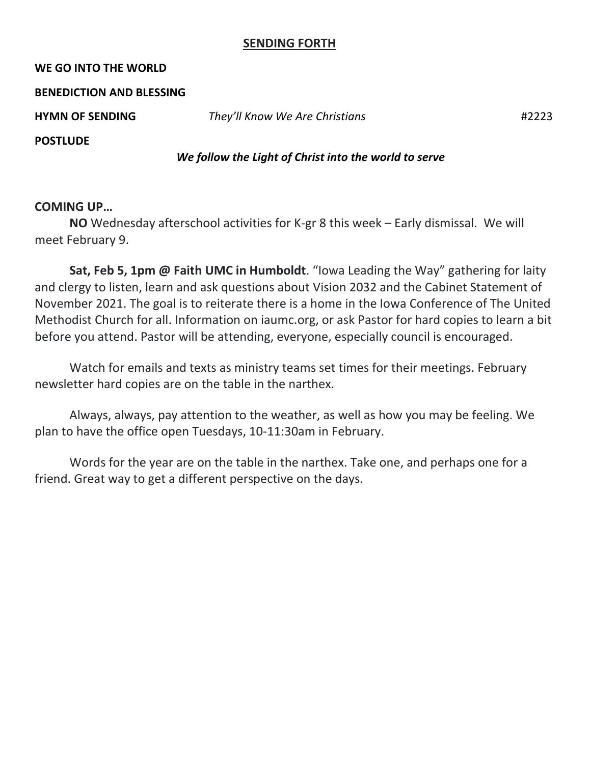## SENDING FORTH

**WE GO INTO THE WORLD**

**BENEDICTION AND BLESSING**

**HYMN OF SENDING** *They'll Know We Are Christians* #2223

**POSTLUDE**

***We follow the Light of Christ into the world to serve***

**COMING UP…**

**NO** Wednesday afterschool activities for K-gr 8 this week – Early dismissal. We will meet February 9.

**Sat, Feb 5, 1pm @ Faith UMC in Humboldt**. "Iowa Leading the Way" gathering for laity and clergy to listen, learn and ask questions about Vision 2032 and the Cabinet Statement of November 2021. The goal is to reiterate there is a home in the Iowa Conference of The United Methodist Church for all. Information on iaumc.org, or ask Pastor for hard copies to learn a bit before you attend. Pastor will be attending, everyone, especially council is encouraged.

Watch for emails and texts as ministry teams set times for their meetings. February newsletter hard copies are on the table in the narthex.

Always, always, pay attention to the weather, as well as how you may be feeling. We plan to have the office open Tuesdays, 10-11:30am in February.

Words for the year are on the table in the narthex. Take one, and perhaps one for a friend. Great way to get a different perspective on the days.